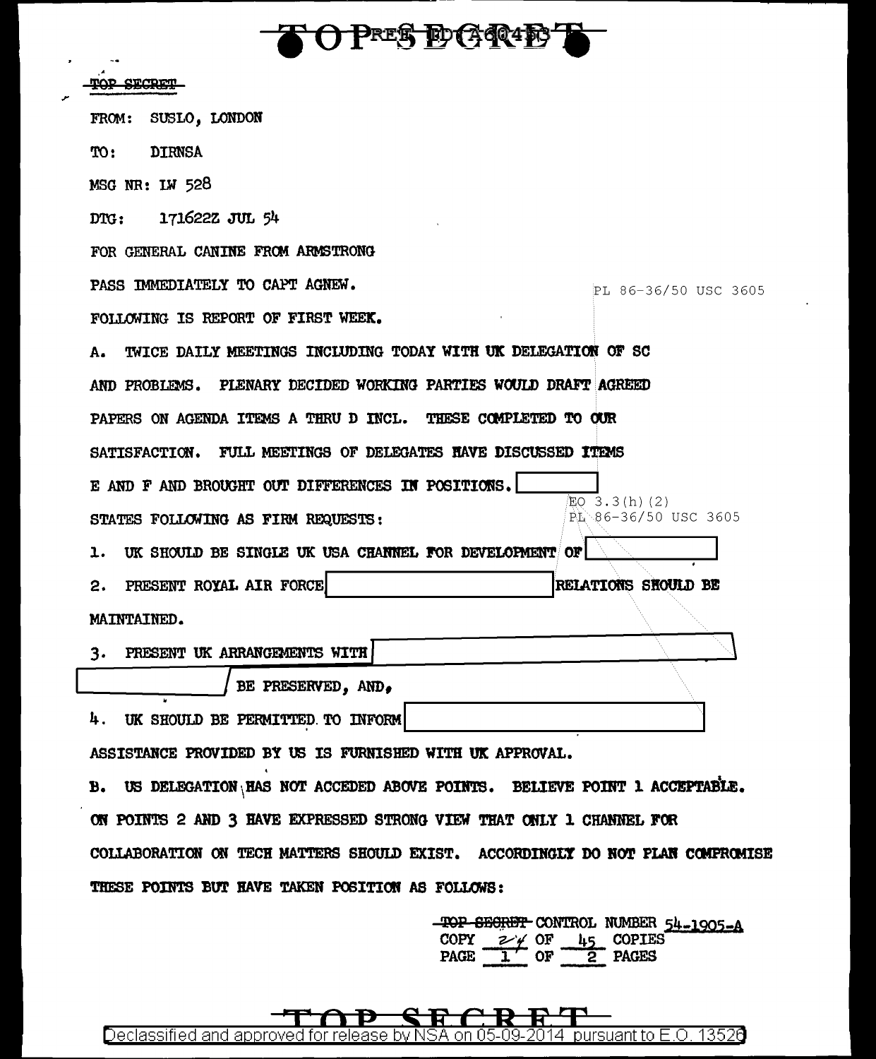TOP SECRET

FROM: SUSLO, LONDON

TO: DIRNSA

MSG NR: LW 528

DTG: 171622Z JUL 54

FOR GENERAL CANINE FROM ARMSTRONG

PASS IMMEDIATELY TO CAPT AGNEW.

PL 86-36/50 USC 3605

FOLLOWING IS REPORT OF FIRST WEEK.

A. TWICE DAILY MEETINGS INCLUDING TODAY WITH UK DELEGATION OF SC AND PROBLEMS. PLENARY DECIDED WORKING PARTIES WOULD DRAFT AGREED PAPERS ON AGENDA ITEMS A THRU D INCL. THESE COMPLETED TO OUR SATISFACTION. FULL MEETINGS OF DELEGATES HAVE DISCUSSED ITEMS E AND F AND BROUGHT OUT DIFFERENCES IN POSITIONS. [redacted] STATES FOLLOWING AS FIRM REQUESTS:

EO 3.3(h)(2)
PL 86-36/50 USC 3605

1. UK SHOULD BE SINGLE UK USA CHANNEL FOR DEVELOPMENT OF [redacted]

2. PRESENT ROYAL AIR FORCE [redacted] RELATIONS SHOULD BE MAINTAINED.

3. PRESENT UK ARRANGEMENTS WITH [redacted] BE PRESERVED, AND,

4. UK SHOULD BE PERMITTED TO INFORM [redacted] ASSISTANCE PROVIDED BY US IS FURNISHED WITH UK APPROVAL.

B. US DELEGATION HAS NOT ACCEDED ABOVE POINTS. BELIEVE POINT 1 ACCEPTABLE. ON POINTS 2 AND 3 HAVE EXPRESSED STRONG VIEW THAT ONLY 1 CHANNEL FOR COLLABORATION ON TECH MATTERS SHOULD EXIST. ACCORDINGLY DO NOT PLAN COMPROMISE THESE POINTS BUT HAVE TAKEN POSITION AS FOLLOWS:

TOP SECRET CONTROL NUMBER 54-1905-A
COPY 24 OF 45 COPIES
PAGE 1 OF 2 PAGES

TOP SECRET

Declassified and approved for release by NSA on 05-09-2014 pursuant to E.O. 13526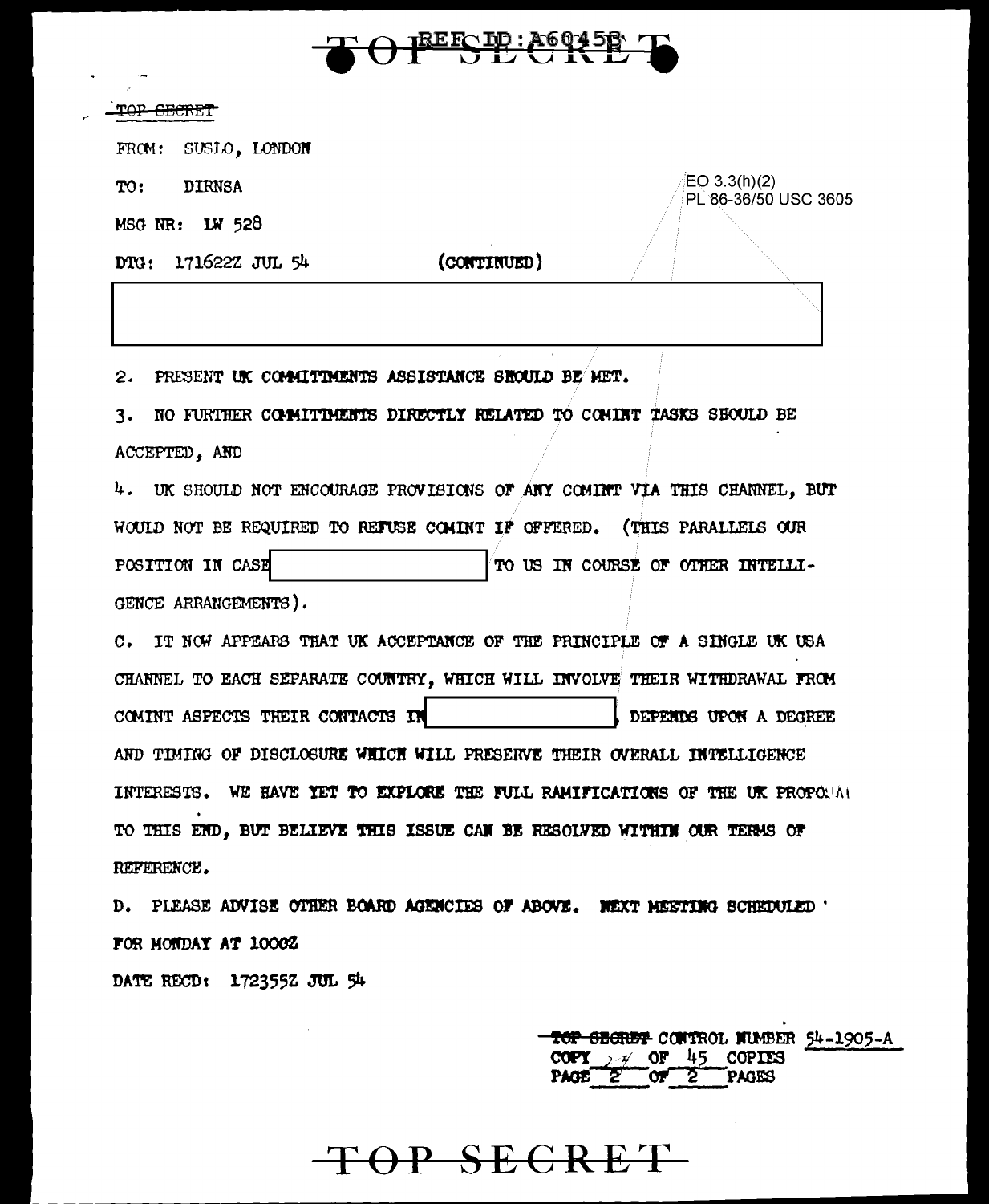TOP SECRET

FROM: SUSLO, LONDON

TO: DIRNSA

MSG NR: LW 528

DTG: 171622Z JUL 54 (CONTINUED)

EO 3.3(h)(2)
PL 86-36/50 USC 3605

[REDACTED]

2. PRESENT UK COMMITMENTS ASSISTANCE SHOULD BE MET.

3. NO FURTHER COMMITMENTS DIRECTLY RELATED TO COMINT TASKS SHOULD BE ACCEPTED, AND

4. UK SHOULD NOT ENCOURAGE PROVISIONS OF ANY COMINT VIA THIS CHANNEL, BUT WOULD NOT BE REQUIRED TO REFUSE COMINT IF OFFERED. (THIS PARALLELS OUR POSITION IN CASE [REDACTED] TO US IN COURSE OF OTHER INTELLIGENCE ARRANGEMENTS).

C. IT NOW APPEARS THAT UK ACCEPTANCE OF THE PRINCIPLE OF A SINGLE UK USA CHANNEL TO EACH SEPARATE COUNTRY, WHICH WILL INVOLVE THEIR WITHDRAWAL FROM COMINT ASPECTS THEIR CONTACTS IN [REDACTED], DEPENDS UPON A DEGREE AND TIMING OF DISCLOSURE WHICH WILL PRESERVE THEIR OVERALL INTELLIGENCE INTERESTS. WE HAVE YET TO EXPLORE THE FULL RAMIFICATIONS OF THE UK PROPOSAL TO THIS END, BUT BELIEVE THIS ISSUE CAN BE RESOLVED WITHIN OUR TERMS OF REFERENCE.

D. PLEASE ADVISE OTHER BOARD AGENCIES OF ABOVE. NEXT MEETING SCHEDULED FOR MONDAY AT 1000Z

DATE RECD: 172355Z JUL 54

TOP SECRET CONTROL NUMBER 54-1905-A
COPY 24 OF 45 COPIES
PAGE 2 OF 2 PAGES

TOP SECRET